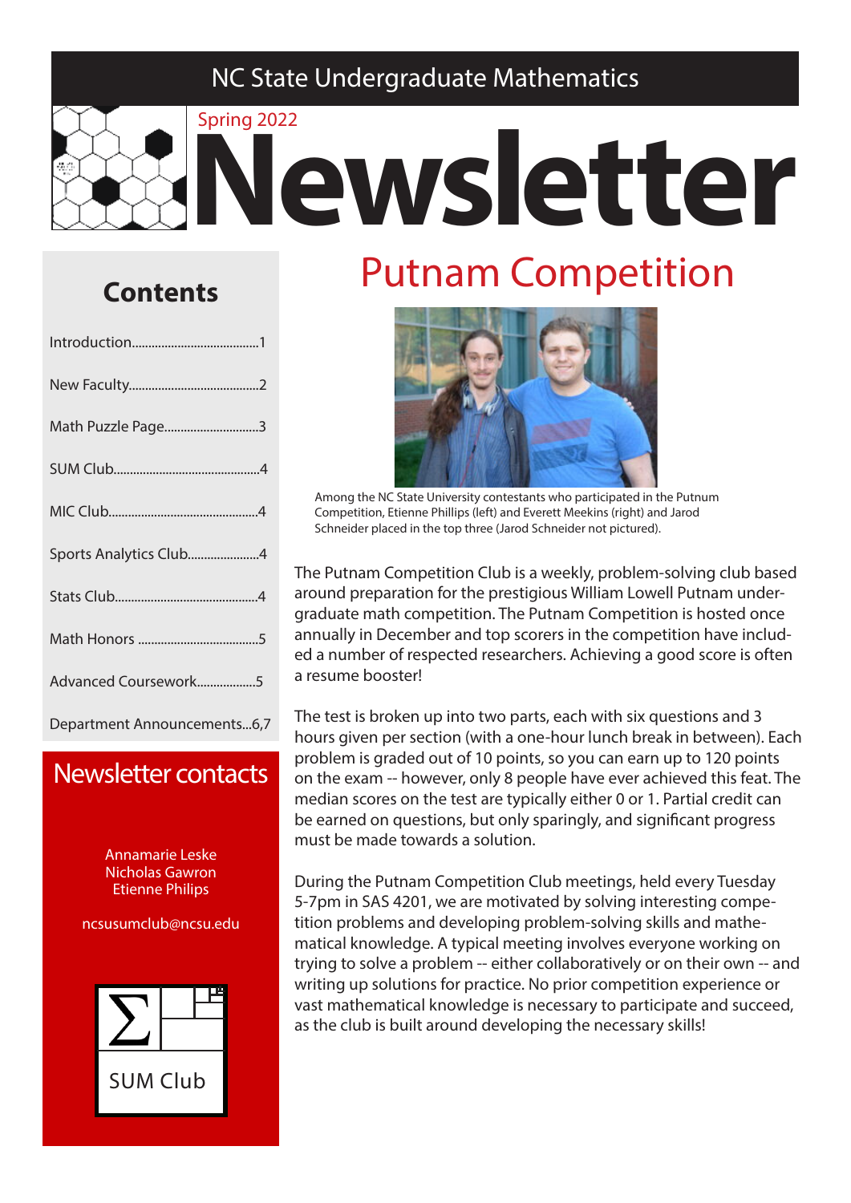NC State Undergraduate Mathematics

Spring 2022

# Newsletter

## Contents

- Introduction........................................1
- New Faculty........................................2
- Math Puzzle Page.............................3
- SUM Club.............................................4
- MIC Club..............................................4
- Sports Analytics Club.......................4
- Stats Club............................................4
- Math Honors .......................................5
- Advanced Coursework..................5
- Department Announcements...6,7

## Newsletter contacts

Annamarie Leske
Nicholas Gawron
Etienne Philips

ncsusumclub@ncsu.edu

SUM Club

# Putnam Competition

Among the NC State University contestants who participated in the Putnum Competition, Etienne Phillips (left) and Everett Meekins (right) and Jarod Schneider placed in the top three (Jarod Schneider not pictured).

The Putnam Competition Club is a weekly, problem-solving club based around preparation for the prestigious William Lowell Putnam undergraduate math competition. The Putnam Competition is hosted once annually in December and top scorers in the competition have included a number of respected researchers. Achieving a good score is often a resume booster!

The test is broken up into two parts, each with six questions and 3 hours given per section (with a one-hour lunch break in between). Each problem is graded out of 10 points, so you can earn up to 120 points on the exam -- however, only 8 people have ever achieved this feat. The median scores on the test are typically either 0 or 1. Partial credit can be earned on questions, but only sparingly, and significant progress must be made towards a solution.

During the Putnam Competition Club meetings, held every Tuesday 5-7pm in SAS 4201, we are motivated by solving interesting competition problems and developing problem-solving skills and mathematical knowledge. A typical meeting involves everyone working on trying to solve a problem -- either collaboratively or on their own -- and writing up solutions for practice. No prior competition experience or vast mathematical knowledge is necessary to participate and succeed, as the club is built around developing the necessary skills!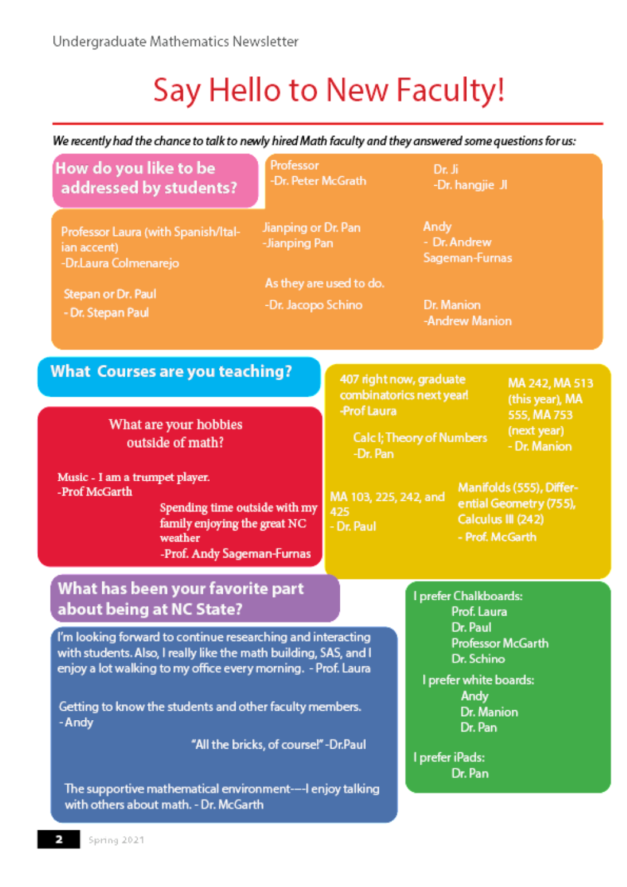# Say Hello to New Faculty!

*We recently had the chance to talk to newly hired Math faculty and they answered some questions for us:*

## How do you like to be addressed by students?

Professor
-Dr. Peter McGrath

Dr. Ji
-Dr. hangjie JI

Professor Laura (with Spanish/Italian accent)
-Dr.Laura Colmenarejo

Jianping or Dr. Pan
-Jianping Pan

Andy
- Dr. Andrew Sageman-Furnas

Stepan or Dr. Paul
- Dr. Stepan Paul

As they are used to do.
-Dr. Jacopo Schino

Dr. Manion
-Andrew Manion

## What Courses are you teaching?

407 right now, graduate combinatorics next year!
-Prof Laura

MA 242, MA 513 (this year), MA 555, MA 753 (next year)
- Dr. Manion

Calc I; Theory of Numbers
-Dr. Pan

MA 103, 225, 242, and 425
- Dr. Paul

Manifolds (555), Differential Geometry (755), Calculus III (242)
- Prof. McGarth

## What are your hobbies outside of math?

Music - I am a trumpet player.
-Prof McGarth

Spending time outside with my family enjoying the great NC weather
-Prof. Andy Sageman-Furnas

## What has been your favorite part about being at NC State?

I'm looking forward to continue researching and interacting with students. Also, I really like the math building, SAS, and I enjoy a lot walking to my office every morning. - Prof. Laura

Getting to know the students and other faculty members.
- Andy

"All the bricks, of course!" -Dr.Paul

The supportive mathematical environment---I enjoy talking with others about math. - Dr. McGarth

I prefer Chalkboards:
- Prof. Laura
- Dr. Paul
- Professor McGarth
- Dr. Schino

I prefer white boards:
- Andy
- Dr. Manion
- Dr. Pan

I prefer iPads:
- Dr. Pan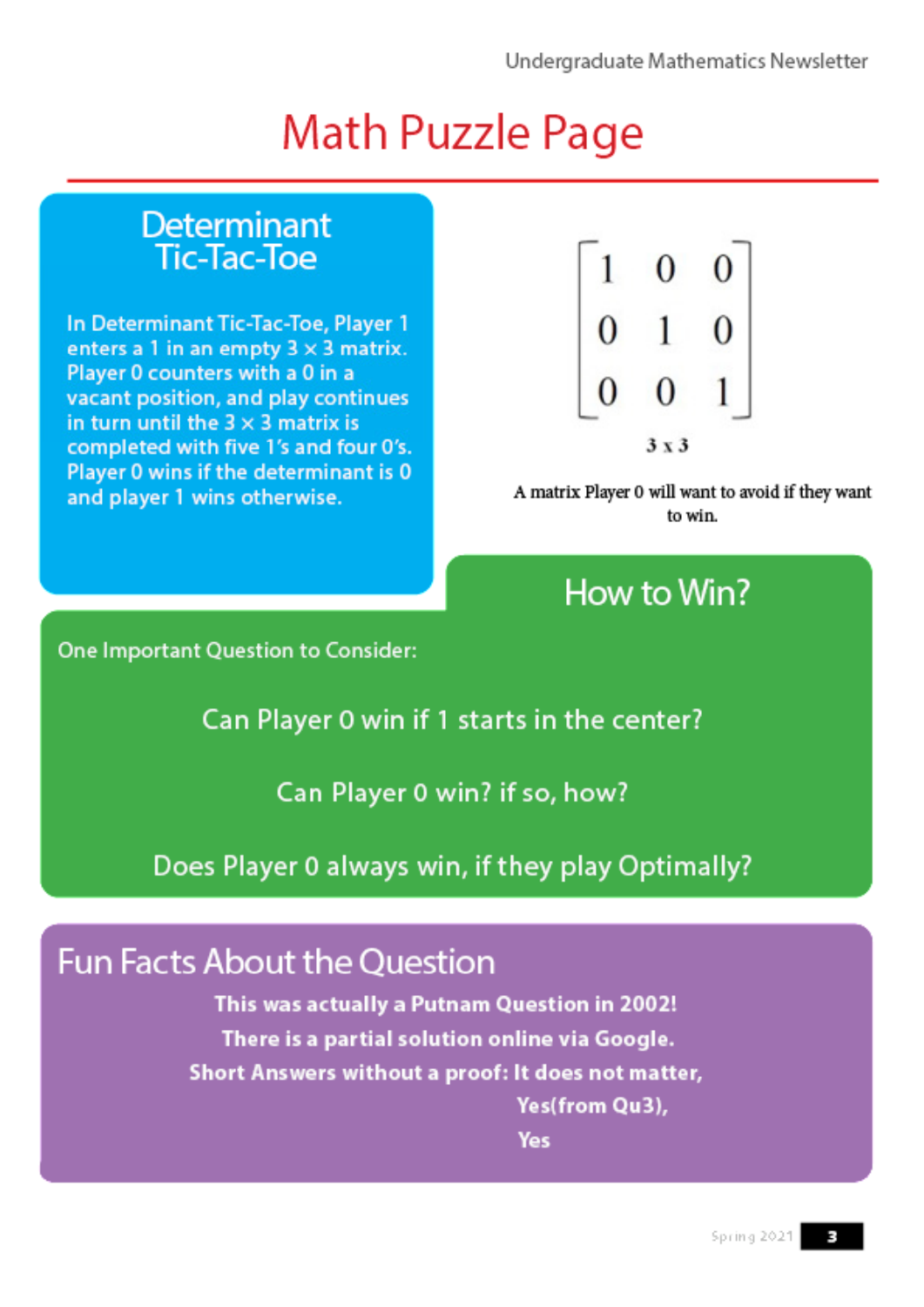# Math Puzzle Page

## Determinant Tic-Tac-Toe

In Determinant Tic-Tac-Toe, Player 1 enters a 1 in an empty $3 \times 3$ matrix. Player 0 counters with a 0 in a vacant position, and play continues in turn until the $3 \times 3$ matrix is completed with five 1's and four 0's. Player 0 wins if the determinant is 0 and player 1 wins otherwise.

$$\begin{bmatrix} 1 & 0 & 0 \\ 0 & 1 & 0 \\ 0 & 0 & 1 \end{bmatrix}$$

$3 \times 3$

A matrix Player 0 will want to avoid if they want to win.

## How to Win?

One Important Question to Consider:

Can Player 0 win if 1 starts in the center?

Can Player 0 win? if so, how?

Does Player 0 always win, if they play Optimally?

## Fun Facts About the Question

**This was actually a Putnam Question in 2002!**

**There is a partial solution online via Google.**

**Short Answers without a proof: It does not matter,**

**Yes(from Qu3),**

**Yes**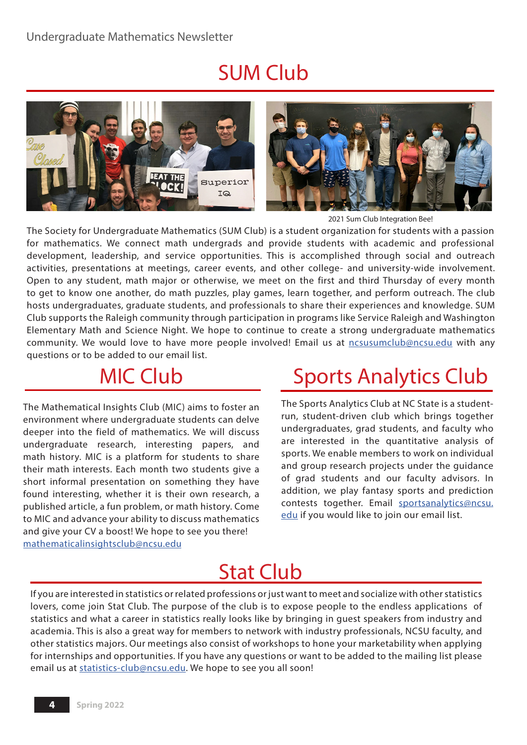# SUM Club

2021 Sum Club Integration Bee!

The Society for Undergraduate Mathematics (SUM Club) is a student organization for students with a passion for mathematics. We connect math undergrads and provide students with academic and professional development, leadership, and service opportunities. This is accomplished through social and outreach activities, presentations at meetings, career events, and other college- and university-wide involvement. Open to any student, math major or otherwise, we meet on the first and third Thursday of every month to get to know one another, do math puzzles, play games, learn together, and perform outreach. The club hosts undergraduates, graduate students, and professionals to share their experiences and knowledge. SUM Club supports the Raleigh community through participation in programs like Service Raleigh and Washington Elementary Math and Science Night. We hope to continue to create a strong undergraduate mathematics community. We would love to have more people involved! Email us at ncsusumclub@ncsu.edu with any questions or to be added to our email list.

# MIC Club

The Mathematical Insights Club (MIC) aims to foster an environment where undergraduate students can delve deeper into the field of mathematics. We will discuss undergraduate research, interesting papers, and math history. MIC is a platform for students to share their math interests. Each month two students give a short informal presentation on something they have found interesting, whether it is their own research, a published article, a fun problem, or math history. Come to MIC and advance your ability to discuss mathematics and give your CV a boost! We hope to see you there! mathematicalinsightsclub@ncsu.edu

# Sports Analytics Club

The Sports Analytics Club at NC State is a student-run, student-driven club which brings together undergraduates, grad students, and faculty who are interested in the quantitative analysis of sports. We enable members to work on individual and group research projects under the guidance of grad students and our faculty advisors. In addition, we play fantasy sports and prediction contests together. Email sportsanalytics@ncsu.edu if you would like to join our email list.

# Stat Club

If you are interested in statistics or related professions or just want to meet and socialize with other statistics lovers, come join Stat Club. The purpose of the club is to expose people to the endless applications of statistics and what a career in statistics really looks like by bringing in guest speakers from industry and academia. This is also a great way for members to network with industry professionals, NCSU faculty, and other statistics majors. Our meetings also consist of workshops to hone your marketability when applying for internships and opportunities. If you have any questions or want to be added to the mailing list please email us at statistics-club@ncsu.edu. We hope to see you all soon!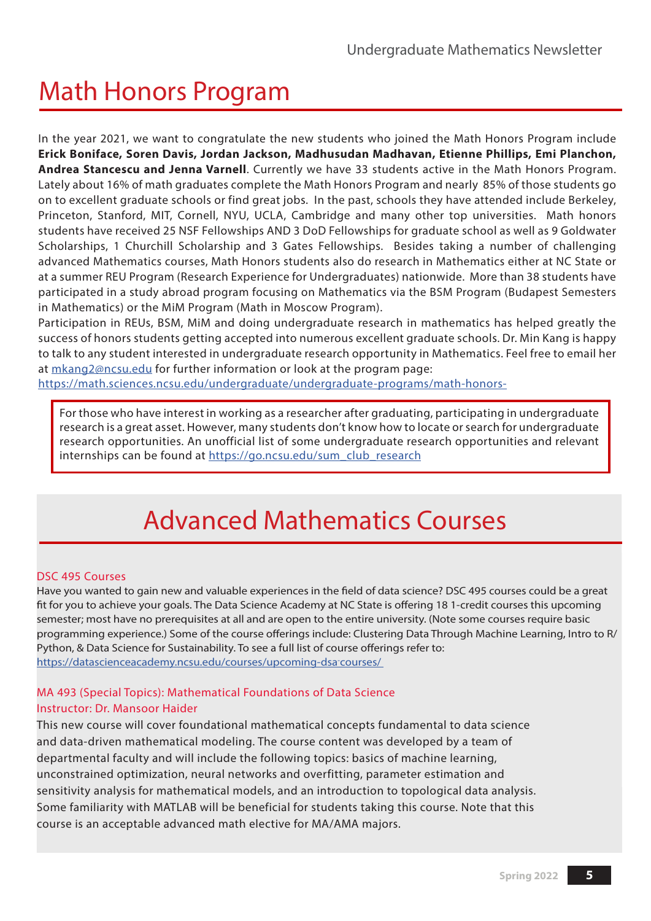# Math Honors Program

In the year 2021, we want to congratulate the new students who joined the Math Honors Program include **Erick Boniface, Soren Davis, Jordan Jackson, Madhusudan Madhavan, Etienne Phillips, Emi Planchon, Andrea Stancescu and Jenna Varnell**. Currently we have 33 students active in the Math Honors Program. Lately about 16% of math graduates complete the Math Honors Program and nearly 85% of those students go on to excellent graduate schools or find great jobs. In the past, schools they have attended include Berkeley, Princeton, Stanford, MIT, Cornell, NYU, UCLA, Cambridge and many other top universities. Math honors students have received 25 NSF Fellowships AND 3 DoD Fellowships for graduate school as well as 9 Goldwater Scholarships, 1 Churchill Scholarship and 3 Gates Fellowships. Besides taking a number of challenging advanced Mathematics courses, Math Honors students also do research in Mathematics either at NC State or at a summer REU Program (Research Experience for Undergraduates) nationwide. More than 38 students have participated in a study abroad program focusing on Mathematics via the BSM Program (Budapest Semesters in Mathematics) or the MiM Program (Math in Moscow Program).

Participation in REUs, BSM, MiM and doing undergraduate research in mathematics has helped greatly the success of honors students getting accepted into numerous excellent graduate schools. Dr. Min Kang is happy to talk to any student interested in undergraduate research opportunity in Mathematics. Feel free to email her at mkang2@ncsu.edu for further information or look at the program page:
https://math.sciences.ncsu.edu/undergraduate/undergraduate-programs/math-honors-

> For those who have interest in working as a researcher after graduating, participating in undergraduate research is a great asset. However, many students don't know how to locate or search for undergraduate research opportunities. An unofficial list of some undergraduate research opportunities and relevant internships can be found at https://go.ncsu.edu/sum_club_research

# Advanced Mathematics Courses

### DSC 495 Courses

Have you wanted to gain new and valuable experiences in the field of data science? DSC 495 courses could be a great fit for you to achieve your goals. The Data Science Academy at NC State is offering 18 1-credit courses this upcoming semester; most have no prerequisites at all and are open to the entire university. (Note some courses require basic programming experience.) Some of the course offerings include: Clustering Data Through Machine Learning, Intro to R/Python, & Data Science for Sustainability. To see a full list of course offerings refer to:
https://datascienceacademy.ncsu.edu/courses/upcoming-dsa-courses/

### MA 493 (Special Topics): Mathematical Foundations of Data Science
### Instructor: Dr. Mansoor Haider

This new course will cover foundational mathematical concepts fundamental to data science and data-driven mathematical modeling. The course content was developed by a team of departmental faculty and will include the following topics: basics of machine learning, unconstrained optimization, neural networks and overfitting, parameter estimation and sensitivity analysis for mathematical models, and an introduction to topological data analysis. Some familiarity with MATLAB will be beneficial for students taking this course. Note that this course is an acceptable advanced math elective for MA/AMA majors.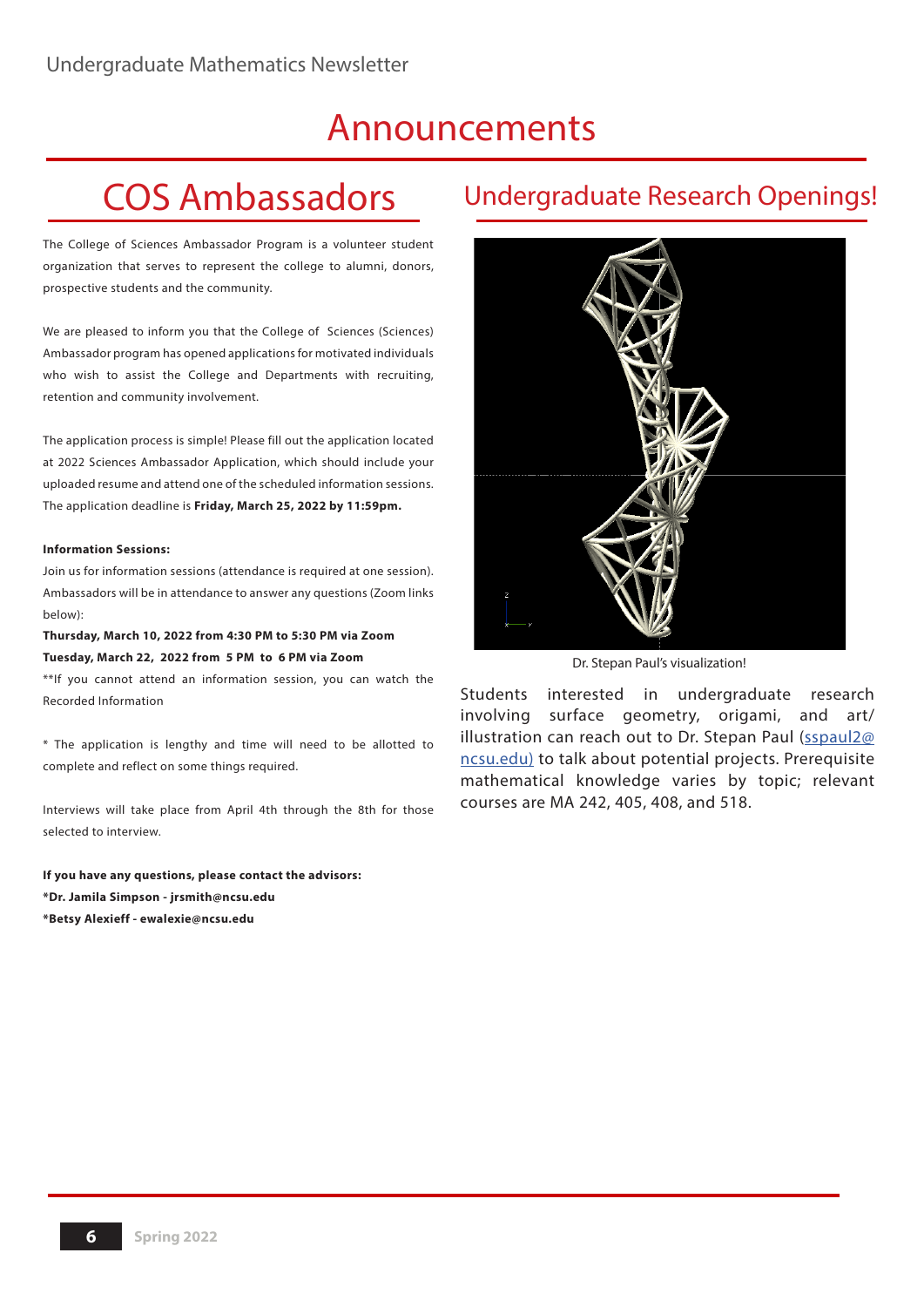# Announcements

## COS Ambassadors

The College of Sciences Ambassador Program is a volunteer student organization that serves to represent the college to alumni, donors, prospective students and the community.

We are pleased to inform you that the College of Sciences (Sciences) Ambassador program has opened applications for motivated individuals who wish to assist the College and Departments with recruiting, retention and community involvement.

The application process is simple! Please fill out the application located at 2022 Sciences Ambassador Application, which should include your uploaded resume and attend one of the scheduled information sessions. The application deadline is **Friday, March 25, 2022 by 11:59pm.**

**Information Sessions:**

Join us for information sessions (attendance is required at one session). Ambassadors will be in attendance to answer any questions (Zoom links below):

**Thursday, March 10, 2022 from 4:30 PM to 5:30 PM via Zoom**

**Tuesday, March 22, 2022 from 5 PM to 6 PM via Zoom**

**If you cannot attend an information session, you can watch the Recorded Information

* The application is lengthy and time will need to be allotted to complete and reflect on some things required.

Interviews will take place from April 4th through the 8th for those selected to interview.

**If you have any questions, please contact the advisors:**

**\*Dr. Jamila Simpson - jrsmith@ncsu.edu**

**\*Betsy Alexieff - ewalexie@ncsu.edu**

## Undergraduate Research Openings!

Dr. Stepan Paul's visualization!

Students interested in undergraduate research involving surface geometry, origami, and art/illustration can reach out to Dr. Stepan Paul (sspaul2@ncsu.edu) to talk about potential projects. Prerequisite mathematical knowledge varies by topic; relevant courses are MA 242, 405, 408, and 518.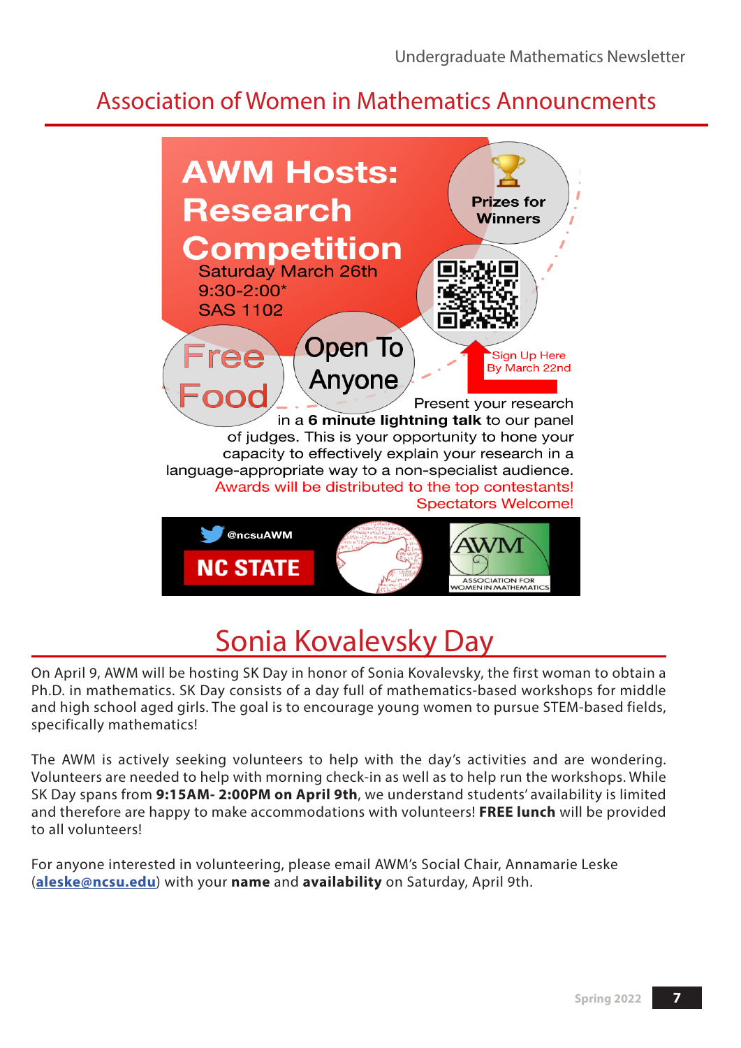# Association of Women in Mathematics Announcments

AWM Hosts: Research Competition

Saturday March 26th
9:30-2:00*
SAS 1102

Prizes for Winners

Sign Up Here By March 22nd

Free Food

Open To Anyone

Present your research in a **6 minute lightning talk** to our panel of judges. This is your opportunity to hone your capacity to effectively explain your research in a language-appropriate way to a non-specialist audience.

Awards will be distributed to the top contestants!

Spectators Welcome!

@ncsuAWM

NC STATE

AWM ASSOCIATION FOR WOMEN IN MATHEMATICS

## Sonia Kovalevsky Day

On April 9, AWM will be hosting SK Day in honor of Sonia Kovalevsky, the first woman to obtain a Ph.D. in mathematics. SK Day consists of a day full of mathematics-based workshops for middle and high school aged girls. The goal is to encourage young women to pursue STEM-based fields, specifically mathematics!

The AWM is actively seeking volunteers to help with the day's activities and are wondering. Volunteers are needed to help with morning check-in as well as to help run the workshops. While SK Day spans from **9:15AM- 2:00PM on April 9th**, we understand students' availability is limited and therefore are happy to make accommodations with volunteers! **FREE lunch** will be provided to all volunteers!

For anyone interested in volunteering, please email AWM's Social Chair, Annamarie Leske (**aleske@ncsu.edu**) with your **name** and **availability** on Saturday, April 9th.